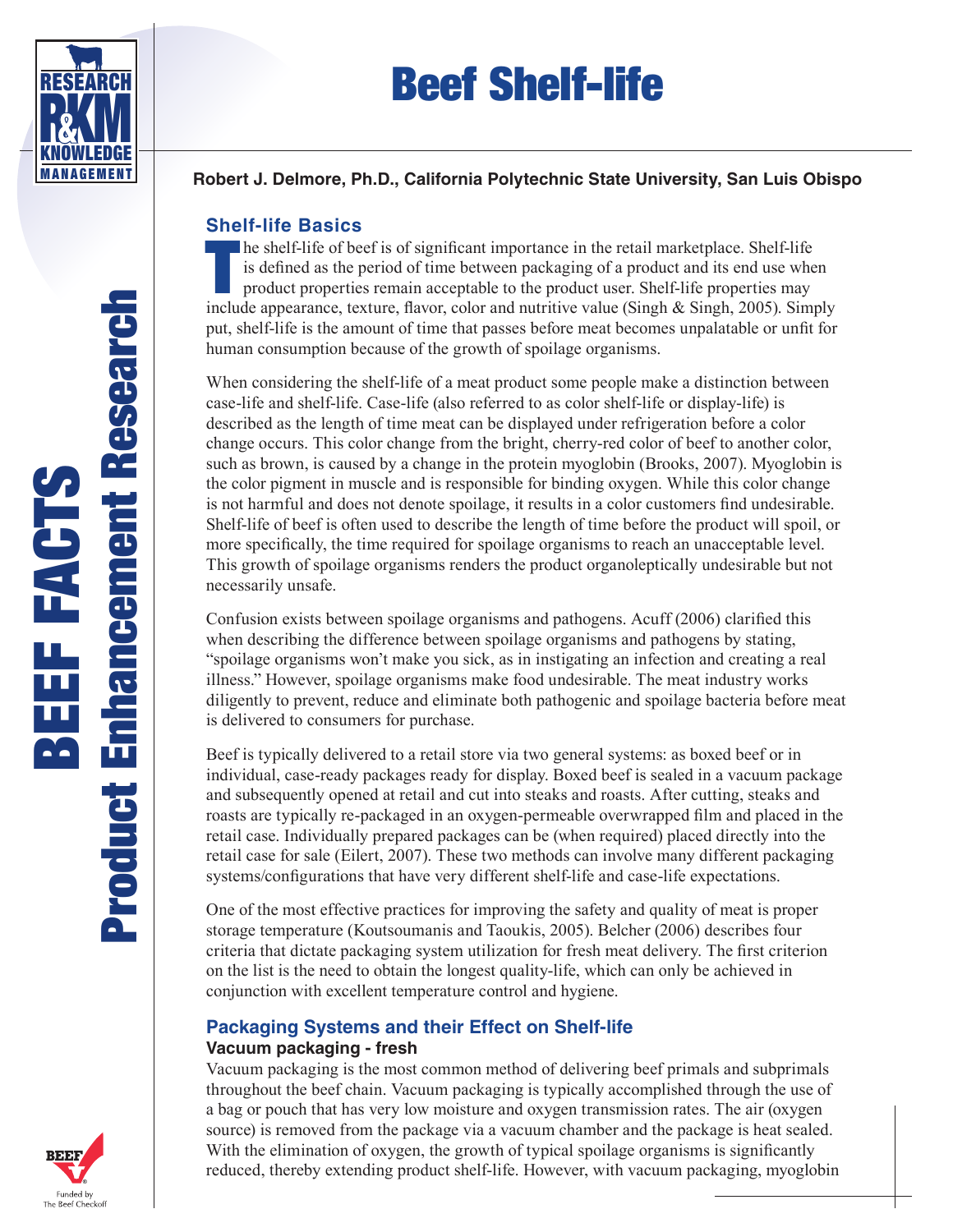# Beef Shelf-life

**Robert J. Delmore, Ph.D., California Polytechnic State University, San Luis Obispo**

## Shelf-life Basics

The shelf-life of beef is of significant importance in the retail marketplace. Shelf-life is defined as the period of time between packaging of a product and its end use when product properties remain acceptable to the product user. Shelf-life properties may include appearance, texture, flavor, color and nutritive value (Singh & Singh, 2005). Simply put, shelf-life is the amount of time that passes before meat becomes unpalatable or unfit for human consumption because of the growth of spoilage organisms.

When considering the shelf-life of a meat product some people make a distinction between case-life and shelf-life. Case-life (also referred to as color shelf-life or display-life) is described as the length of time meat can be displayed under refrigeration before a color change occurs. This color change from the bright, cherry-red color of beef to another color, such as brown, is caused by a change in the protein myoglobin (Brooks, 2007). Myoglobin is the color pigment in muscle and is responsible for binding oxygen. While this color change is not harmful and does not denote spoilage, it results in a color customers find undesirable. Shelf-life of beef is often used to describe the length of time before the product will spoil, or more specifically, the time required for spoilage organisms to reach an unacceptable level. This growth of spoilage organisms renders the product organoleptically undesirable but not necessarily unsafe.

Confusion exists between spoilage organisms and pathogens. Acuff (2006) clarified this when describing the difference between spoilage organisms and pathogens by stating, "spoilage organisms won't make you sick, as in instigating an infection and creating a real illness." However, spoilage organisms make food undesirable. The meat industry works diligently to prevent, reduce and eliminate both pathogenic and spoilage bacteria before meat is delivered to consumers for purchase.

Beef is typically delivered to a retail store via two general systems: as boxed beef or in individual, case-ready packages ready for display. Boxed beef is sealed in a vacuum package and subsequently opened at retail and cut into steaks and roasts. After cutting, steaks and roasts are typically re-packaged in an oxygen-permeable overwrapped film and placed in the retail case. Individually prepared packages can be (when required) placed directly into the retail case for sale (Eilert, 2007). These two methods can involve many different packaging systems/configurations that have very different shelf-life and case-life expectations.

One of the most effective practices for improving the safety and quality of meat is proper storage temperature (Koutsoumanis and Taoukis, 2005). Belcher (2006) describes four criteria that dictate packaging system utilization for fresh meat delivery. The first criterion on the list is the need to obtain the longest quality-life, which can only be achieved in conjunction with excellent temperature control and hygiene.

## Packaging Systems and their Effect on Shelf-life

### Vacuum packaging - fresh

Vacuum packaging is the most common method of delivering beef primals and subprimals throughout the beef chain. Vacuum packaging is typically accomplished through the use of a bag or pouch that has very low moisture and oxygen transmission rates. The air (oxygen source) is removed from the package via a vacuum chamber and the package is heat sealed. With the elimination of oxygen, the growth of typical spoilage organisms is significantly reduced, thereby extending product shelf-life. However, with vacuum packaging, myoglobin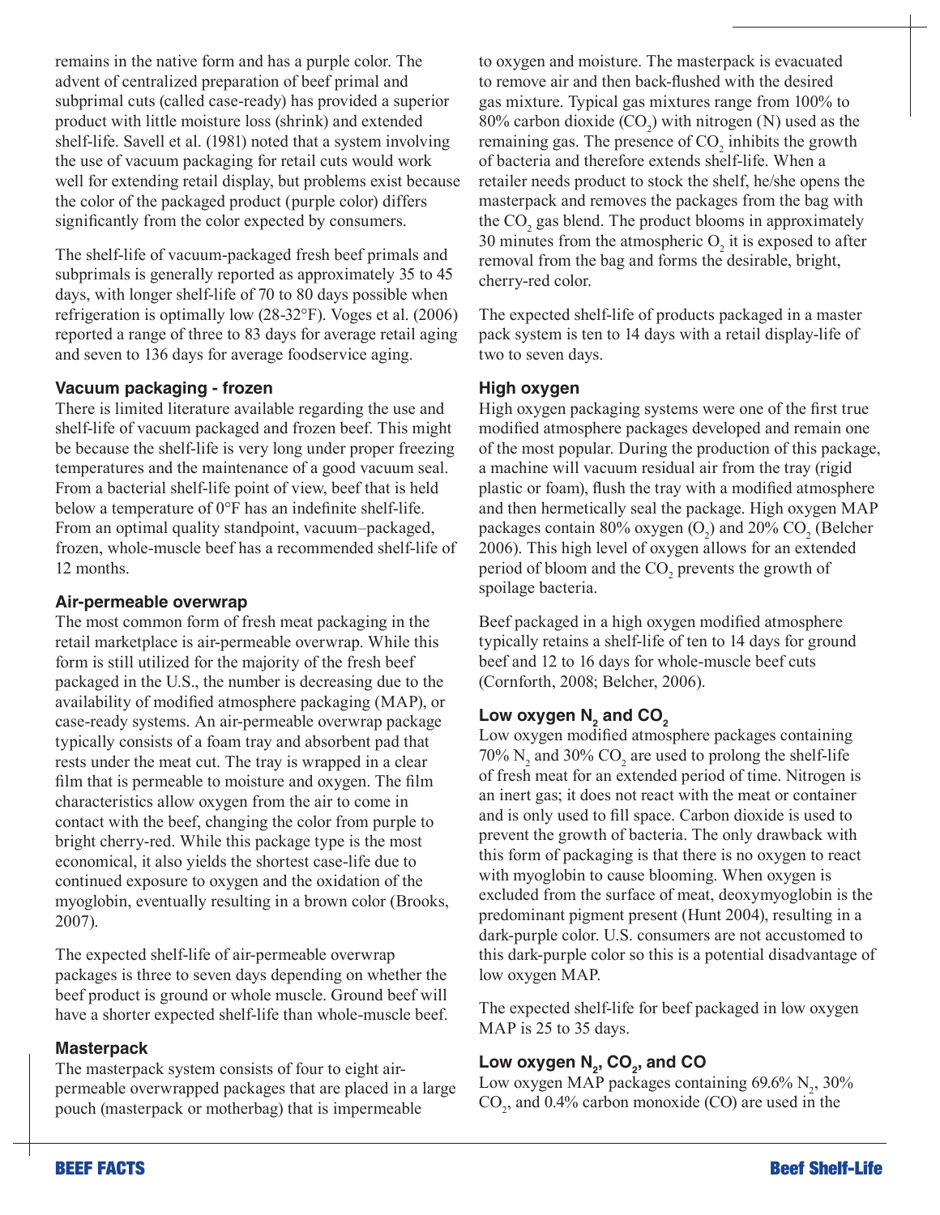remains in the native form and has a purple color. The advent of centralized preparation of beef primal and subprimal cuts (called case-ready) has provided a superior product with little moisture loss (shrink) and extended shelf-life. Savell et al. (1981) noted that a system involving the use of vacuum packaging for retail cuts would work well for extending retail display, but problems exist because the color of the packaged product (purple color) differs significantly from the color expected by consumers.

The shelf-life of vacuum-packaged fresh beef primals and subprimals is generally reported as approximately 35 to 45 days, with longer shelf-life of 70 to 80 days possible when refrigeration is optimally low (28-32°F). Voges et al. (2006) reported a range of three to 83 days for average retail aging and seven to 136 days for average foodservice aging.

### Vacuum packaging - frozen

There is limited literature available regarding the use and shelf-life of vacuum packaged and frozen beef. This might be because the shelf-life is very long under proper freezing temperatures and the maintenance of a good vacuum seal. From a bacterial shelf-life point of view, beef that is held below a temperature of 0°F has an indefinite shelf-life. From an optimal quality standpoint, vacuum–packaged, frozen, whole-muscle beef has a recommended shelf-life of 12 months.

### Air-permeable overwrap

The most common form of fresh meat packaging in the retail marketplace is air-permeable overwrap. While this form is still utilized for the majority of the fresh beef packaged in the U.S., the number is decreasing due to the availability of modified atmosphere packaging (MAP), or case-ready systems. An air-permeable overwrap package typically consists of a foam tray and absorbent pad that rests under the meat cut. The tray is wrapped in a clear film that is permeable to moisture and oxygen. The film characteristics allow oxygen from the air to come in contact with the beef, changing the color from purple to bright cherry-red. While this package type is the most economical, it also yields the shortest case-life due to continued exposure to oxygen and the oxidation of the myoglobin, eventually resulting in a brown color (Brooks, 2007).

The expected shelf-life of air-permeable overwrap packages is three to seven days depending on whether the beef product is ground or whole muscle. Ground beef will have a shorter expected shelf-life than whole-muscle beef.

### Masterpack

The masterpack system consists of four to eight air-permeable overwrapped packages that are placed in a large pouch (masterpack or motherbag) that is impermeable to oxygen and moisture. The masterpack is evacuated to remove air and then back-flushed with the desired gas mixture. Typical gas mixtures range from 100% to 80% carbon dioxide ($CO_2$) with nitrogen (N) used as the remaining gas. The presence of $CO_2$ inhibits the growth of bacteria and therefore extends shelf-life. When a retailer needs product to stock the shelf, he/she opens the masterpack and removes the packages from the bag with the $CO_2$ gas blend. The product blooms in approximately 30 minutes from the atmospheric $O_2$ it is exposed to after removal from the bag and forms the desirable, bright, cherry-red color.

The expected shelf-life of products packaged in a master pack system is ten to 14 days with a retail display-life of two to seven days.

### High oxygen

High oxygen packaging systems were one of the first true modified atmosphere packages developed and remain one of the most popular. During the production of this package, a machine will vacuum residual air from the tray (rigid plastic or foam), flush the tray with a modified atmosphere and then hermetically seal the package. High oxygen MAP packages contain 80% oxygen ($O_2$) and 20% $CO_2$ (Belcher 2006). This high level of oxygen allows for an extended period of bloom and the $CO_2$ prevents the growth of spoilage bacteria.

Beef packaged in a high oxygen modified atmosphere typically retains a shelf-life of ten to 14 days for ground beef and 12 to 16 days for whole-muscle beef cuts (Cornforth, 2008; Belcher, 2006).

### Low oxygen $N_2$ and $CO_2$

Low oxygen modified atmosphere packages containing 70% $N_2$ and 30% $CO_2$ are used to prolong the shelf-life of fresh meat for an extended period of time. Nitrogen is an inert gas; it does not react with the meat or container and is only used to fill space. Carbon dioxide is used to prevent the growth of bacteria. The only drawback with this form of packaging is that there is no oxygen to react with myoglobin to cause blooming. When oxygen is excluded from the surface of meat, deoxymyoglobin is the predominant pigment present (Hunt 2004), resulting in a dark-purple color. U.S. consumers are not accustomed to this dark-purple color so this is a potential disadvantage of low oxygen MAP.

The expected shelf-life for beef packaged in low oxygen MAP is 25 to 35 days.

### Low oxygen $N_2$, $CO_2$, and CO

Low oxygen MAP packages containing 69.6% $N_2$, 30% $CO_2$, and 0.4% carbon monoxide (CO) are used in the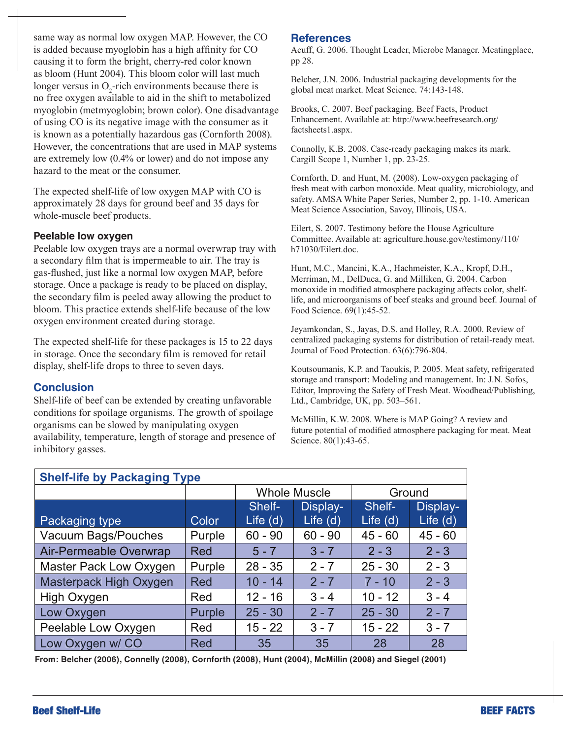same way as normal low oxygen MAP. However, the CO is added because myoglobin has a high affinity for CO causing it to form the bright, cherry-red color known as bloom (Hunt 2004). This bloom color will last much longer versus in $O_2$-rich environments because there is no free oxygen available to aid in the shift to metabolized myoglobin (metmyoglobin; brown color). One disadvantage of using CO is its negative image with the consumer as it is known as a potentially hazardous gas (Cornforth 2008). However, the concentrations that are used in MAP systems are extremely low (0.4% or lower) and do not impose any hazard to the meat or the consumer.

The expected shelf-life of low oxygen MAP with CO is approximately 28 days for ground beef and 35 days for whole-muscle beef products.

### Peelable low oxygen

Peelable low oxygen trays are a normal overwrap tray with a secondary film that is impermeable to air. The tray is gas-flushed, just like a normal low oxygen MAP, before storage. Once a package is ready to be placed on display, the secondary film is peeled away allowing the product to bloom. This practice extends shelf-life because of the low oxygen environment created during storage.

The expected shelf-life for these packages is 15 to 22 days in storage. Once the secondary film is removed for retail display, shelf-life drops to three to seven days.

## Conclusion

Shelf-life of beef can be extended by creating unfavorable conditions for spoilage organisms. The growth of spoilage organisms can be slowed by manipulating oxygen availability, temperature, length of storage and presence of inhibitory gasses.

## References

Acuff, G. 2006. Thought Leader, Microbe Manager. Meatingplace, pp 28.

Belcher, J.N. 2006. Industrial packaging developments for the global meat market. Meat Science. 74:143-148.

Brooks, C. 2007. Beef packaging. Beef Facts, Product Enhancement. Available at: http://www.beefresearch.org/factsheets1.aspx.

Connolly, K.B. 2008. Case-ready packaging makes its mark. Cargill Scope 1, Number 1, pp. 23-25.

Cornforth, D. and Hunt, M. (2008). Low-oxygen packaging of fresh meat with carbon monoxide. Meat quality, microbiology, and safety. AMSA White Paper Series, Number 2, pp. 1-10. American Meat Science Association, Savoy, Illinois, USA.

Eilert, S. 2007. Testimony before the House Agriculture Committee. Available at: agriculture.house.gov/testimony/110/h71030/Eilert.doc.

Hunt, M.C., Mancini, K.A., Hachmeister, K.A., Kropf, D.H., Merriman, M., DelDuca, G. and Milliken, G. 2004. Carbon monoxide in modified atmosphere packaging affects color, shelf-life, and microorganisms of beef steaks and ground beef. Journal of Food Science. 69(1):45-52.

Jeyamkondan, S., Jayas, D.S. and Holley, R.A. 2000. Review of centralized packaging systems for distribution of retail-ready meat. Journal of Food Protection. 63(6):796-804.

Koutsoumanis, K.P. and Taoukis, P. 2005. Meat safety, refrigerated storage and transport: Modeling and management. In: J.N. Sofos, Editor, Improving the Safety of Fresh Meat. Woodhead/Publishing, Ltd., Cambridge, UK, pp. 503–561.

McMillin, K.W. 2008. Where is MAP Going? A review and future potential of modified atmosphere packaging for meat. Meat Science. 80(1):43-65.

**Shelf-life by Packaging Type**

| | | Whole Muscle | | Ground | |
|---|---|---|---|---|---|
| Packaging type | Color | Shelf-Life (d) | Display-Life (d) | Shelf-Life (d) | Display-Life (d) |
| Vacuum Bags/Pouches | Purple | 60 - 90 | 60 - 90 | 45 - 60 | 45 - 60 |
| Air-Permeable Overwrap | Red | 5 - 7 | 3 - 7 | 2 - 3 | 2 - 3 |
| Master Pack Low Oxygen | Purple | 28 - 35 | 2 - 7 | 25 - 30 | 2 - 3 |
| Masterpack High Oxygen | Red | 10 - 14 | 2 - 7 | 7 - 10 | 2 - 3 |
| High Oxygen | Red | 12 - 16 | 3 - 4 | 10 - 12 | 3 - 4 |
| Low Oxygen | Purple | 25 - 30 | 2 - 7 | 25 - 30 | 2 - 7 |
| Peelable Low Oxygen | Red | 15 - 22 | 3 - 7 | 15 - 22 | 3 - 7 |
| Low Oxygen w/ CO | Red | 35 | 35 | 28 | 28 |

**From: Belcher (2006), Connelly (2008), Cornforth (2008), Hunt (2004), McMillin (2008) and Siegel (2001)**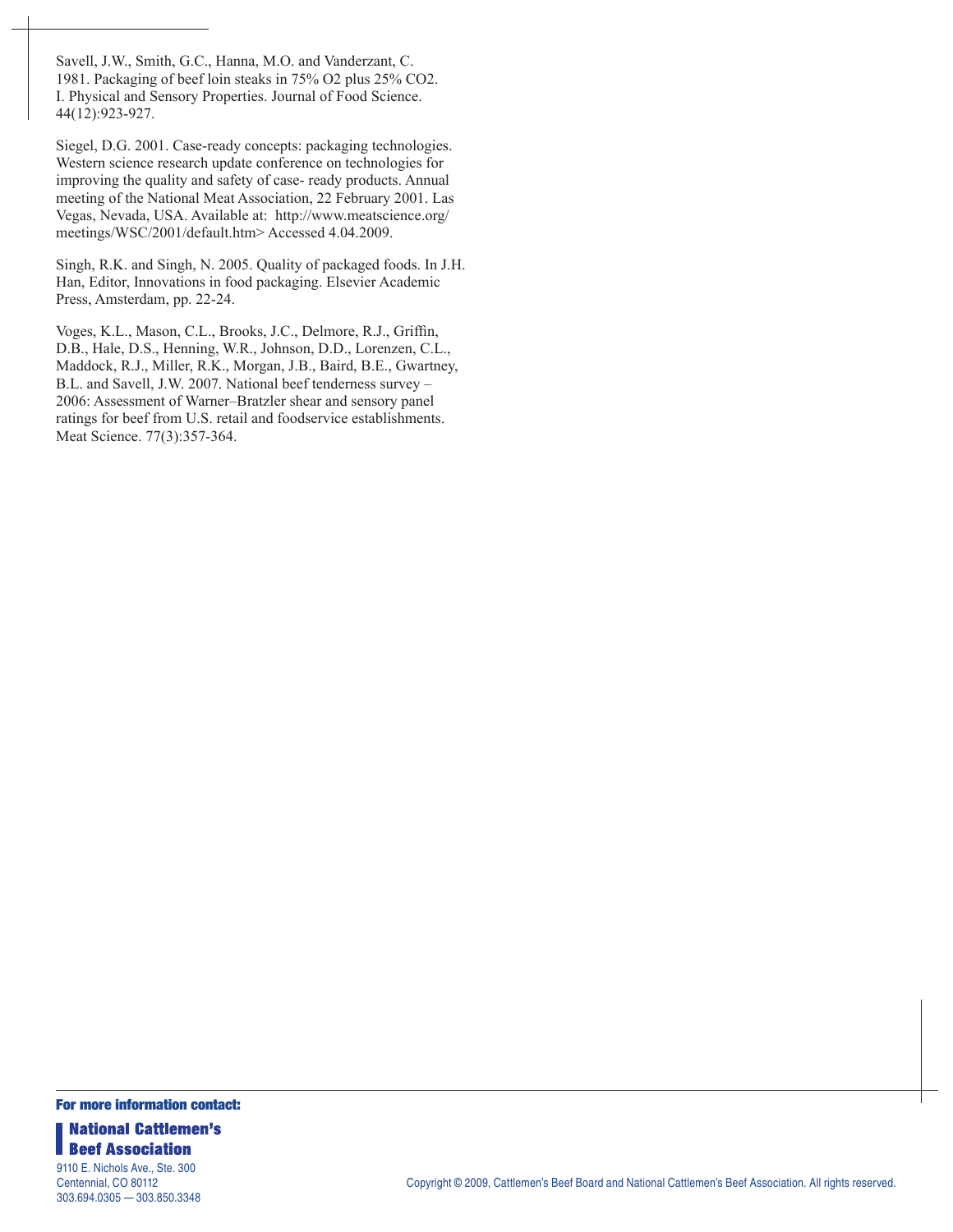Savell, J.W., Smith, G.C., Hanna, M.O. and Vanderzant, C. 1981. Packaging of beef loin steaks in 75% O2 plus 25% CO2. I. Physical and Sensory Properties. Journal of Food Science. 44(12):923-927.

Siegel, D.G. 2001. Case-ready concepts: packaging technologies. Western science research update conference on technologies for improving the quality and safety of case- ready products. Annual meeting of the National Meat Association, 22 February 2001. Las Vegas, Nevada, USA. Available at: http://www.meatscience.org/meetings/WSC/2001/default.htm> Accessed 4.04.2009.

Singh, R.K. and Singh, N. 2005. Quality of packaged foods. In J.H. Han, Editor, Innovations in food packaging. Elsevier Academic Press, Amsterdam, pp. 22-24.

Voges, K.L., Mason, C.L., Brooks, J.C., Delmore, R.J., Griffin, D.B., Hale, D.S., Henning, W.R., Johnson, D.D., Lorenzen, C.L., Maddock, R.J., Miller, R.K., Morgan, J.B., Baird, B.E., Gwartney, B.L. and Savell, J.W. 2007. National beef tenderness survey – 2006: Assessment of Warner–Bratzler shear and sensory panel ratings for beef from U.S. retail and foodservice establishments. Meat Science. 77(3):357-364.

**For more information contact:**

**National Cattlemen's Beef Association**

9110 E. Nichols Ave., Ste. 300
Centennial, CO 80112
303.694.0305 — 303.850.3348

Copyright © 2009, Cattlemen's Beef Board and National Cattlemen's Beef Association. All rights reserved.